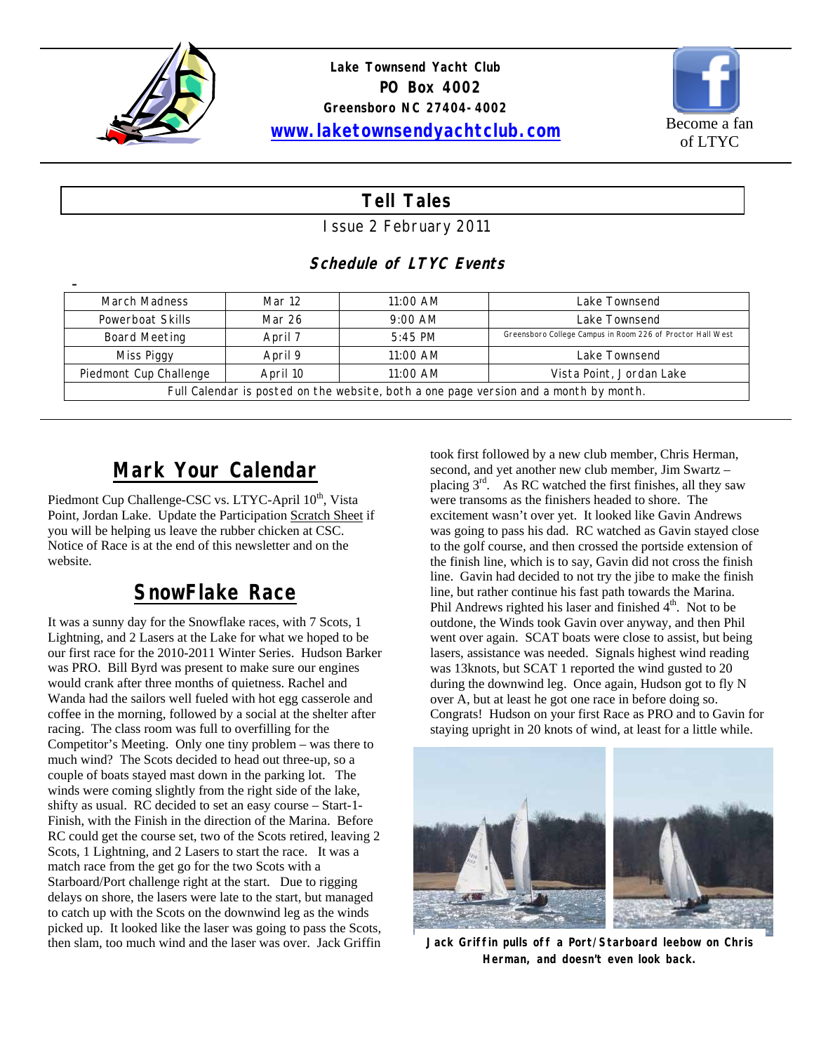**Lake Townsend Yacht Club**
**PO Box 4002**
**Greensboro NC 27404-4002**
**www.laketownsendyachtclub.com**

Become a fan of LTYC

# Tell Tales

Issue 2 February 2011

### Schedule of LTYC Events

| March Madness | Mar 12 | 11:00 AM | Lake Townsend |
|---|---|---|---|
| Powerboat Skills | Mar 26 | 9:00 AM | Lake Townsend |
| Board Meeting | April 7 | 5:45 PM | Greensboro College Campus in Room 226 of Proctor Hall West |
| Miss Piggy | April 9 | 11:00 AM | Lake Townsend |
| Piedmont Cup Challenge | April 10 | 11:00 AM | Vista Point, Jordan Lake |
| Full Calendar is posted on the website, both a one page version and a month by month. | | | |

## Mark Your Calendar

Piedmont Cup Challenge-CSC vs. LTYC-April 10th, Vista Point, Jordan Lake. Update the Participation Scratch Sheet if you will be helping us leave the rubber chicken at CSC. Notice of Race is at the end of this newsletter and on the website.

## SnowFlake Race

It was a sunny day for the Snowflake races, with 7 Scots, 1 Lightning, and 2 Lasers at the Lake for what we hoped to be our first race for the 2010-2011 Winter Series. Hudson Barker was PRO. Bill Byrd was present to make sure our engines would crank after three months of quietness. Rachel and Wanda had the sailors well fueled with hot egg casserole and coffee in the morning, followed by a social at the shelter after racing. The class room was full to overfilling for the Competitor's Meeting. Only one tiny problem – was there to much wind? The Scots decided to head out three-up, so a couple of boats stayed mast down in the parking lot. The winds were coming slightly from the right side of the lake, shifty as usual. RC decided to set an easy course – Start-1-Finish, with the Finish in the direction of the Marina. Before RC could get the course set, two of the Scots retired, leaving 2 Scots, 1 Lightning, and 2 Lasers to start the race. It was a match race from the get go for the two Scots with a Starboard/Port challenge right at the start. Due to rigging delays on shore, the lasers were late to the start, but managed to catch up with the Scots on the downwind leg as the winds picked up. It looked like the laser was going to pass the Scots, then slam, too much wind and the laser was over. Jack Griffin took first followed by a new club member, Chris Herman, second, and yet another new club member, Jim Swartz – placing 3rd. As RC watched the first finishes, all they saw were transoms as the finishers headed to shore. The excitement wasn't over yet. It looked like Gavin Andrews was going to pass his dad. RC watched as Gavin stayed close to the golf course, and then crossed the portside extension of the finish line, which is to say, Gavin did not cross the finish line. Gavin had decided to not try the jibe to make the finish line, but rather continue his fast path towards the Marina. Phil Andrews righted his laser and finished 4th. Not to be outdone, the Winds took Gavin over anyway, and then Phil went over again. SCAT boats were close to assist, but being lasers, assistance was needed. Signals highest wind reading was 13knots, but SCAT 1 reported the wind gusted to 20 during the downwind leg. Once again, Hudson got to fly N over A, but at least he got one race in before doing so. Congrats! Hudson on your first Race as PRO and to Gavin for staying upright in 20 knots of wind, at least for a little while.

**Jack Griffin pulls off a Port/Starboard leebow on Chris Herman, and doesn't even look back.**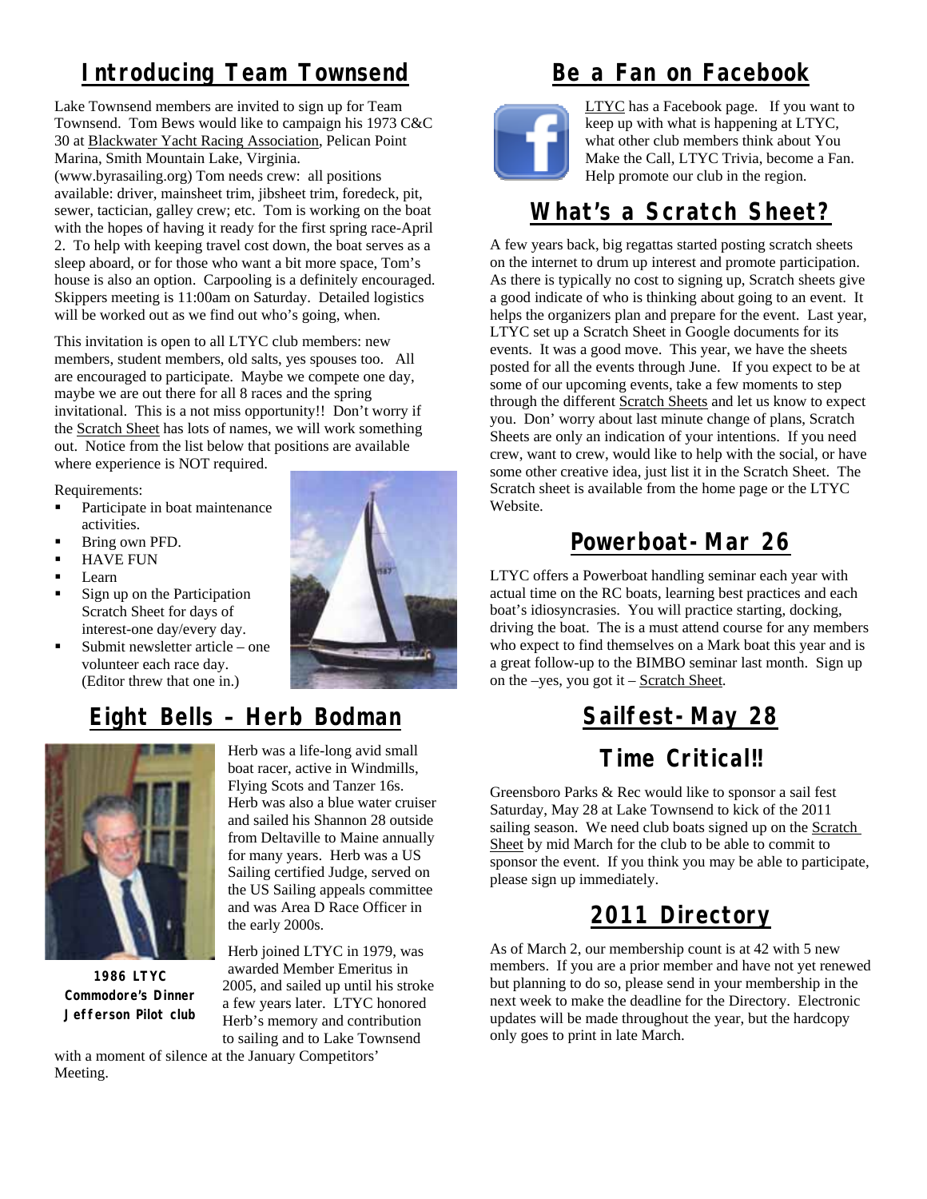## Introducing Team Townsend

Lake Townsend members are invited to sign up for Team Townsend. Tom Bews would like to campaign his 1973 C&C 30 at Blackwater Yacht Racing Association, Pelican Point Marina, Smith Mountain Lake, Virginia. (www.byrasailing.org) Tom needs crew: all positions available: driver, mainsheet trim, jibsheet trim, foredeck, pit, sewer, tactician, galley crew; etc. Tom is working on the boat with the hopes of having it ready for the first spring race-April 2. To help with keeping travel cost down, the boat serves as a sleep aboard, or for those who want a bit more space, Tom's house is also an option. Carpooling is a definitely encouraged. Skippers meeting is 11:00am on Saturday. Detailed logistics will be worked out as we find out who's going, when.

This invitation is open to all LTYC club members: new members, student members, old salts, yes spouses too. All are encouraged to participate. Maybe we compete one day, maybe we are out there for all 8 races and the spring invitational. This is a not miss opportunity!! Don't worry if the Scratch Sheet has lots of names, we will work something out. Notice from the list below that positions are available where experience is NOT required.

Requirements:

- Participate in boat maintenance activities.
- Bring own PFD.
- HAVE FUN
- Learn
- Sign up on the Participation Scratch Sheet for days of interest-one day/every day.
- Submit newsletter article – one volunteer each race day. (Editor threw that one in.)

## Eight Bells – Herb Bodman

Herb was a life-long avid small boat racer, active in Windmills, Flying Scots and Tanzer 16s. Herb was also a blue water cruiser and sailed his Shannon 28 outside from Deltaville to Maine annually for many years. Herb was a US Sailing certified Judge, served on the US Sailing appeals committee and was Area D Race Officer in the early 2000s.

Herb joined LTYC in 1979, was awarded Member Emeritus in 2005, and sailed up until his stroke a few years later. LTYC honored Herb's memory and contribution to sailing and to Lake Townsend with a moment of silence at the January Competitors' Meeting.

**1986 LTYC Commodore's Dinner Jefferson Pilot club**

## Be a Fan on Facebook

LTYC has a Facebook page. If you want to keep up with what is happening at LTYC, what other club members think about You Make the Call, LTYC Trivia, become a Fan. Help promote our club in the region.

## What's a Scratch Sheet?

A few years back, big regattas started posting scratch sheets on the internet to drum up interest and promote participation. As there is typically no cost to signing up, Scratch sheets give a good indicate of who is thinking about going to an event. It helps the organizers plan and prepare for the event. Last year, LTYC set up a Scratch Sheet in Google documents for its events. It was a good move. This year, we have the sheets posted for all the events through June. If you expect to be at some of our upcoming events, take a few moments to step through the different Scratch Sheets and let us know to expect you. Don' worry about last minute change of plans, Scratch Sheets are only an indication of your intentions. If you need crew, want to crew, would like to help with the social, or have some other creative idea, just list it in the Scratch Sheet. The Scratch sheet is available from the home page or the LTYC Website.

## Powerboat- Mar 26

LTYC offers a Powerboat handling seminar each year with actual time on the RC boats, learning best practices and each boat's idiosyncrasies. You will practice starting, docking, driving the boat. The is a must attend course for any members who expect to find themselves on a Mark boat this year and is a great follow-up to the BIMBO seminar last month. Sign up on the –yes, you got it – Scratch Sheet.

## Sailfest- May 28

## Time Critical!!

Greensboro Parks & Rec would like to sponsor a sail fest Saturday, May 28 at Lake Townsend to kick of the 2011 sailing season. We need club boats signed up on the Scratch Sheet by mid March for the club to be able to commit to sponsor the event. If you think you may be able to participate, please sign up immediately.

## 2011 Directory

As of March 2, our membership count is at 42 with 5 new members. If you are a prior member and have not yet renewed but planning to do so, please send in your membership in the next week to make the deadline for the Directory. Electronic updates will be made throughout the year, but the hardcopy only goes to print in late March.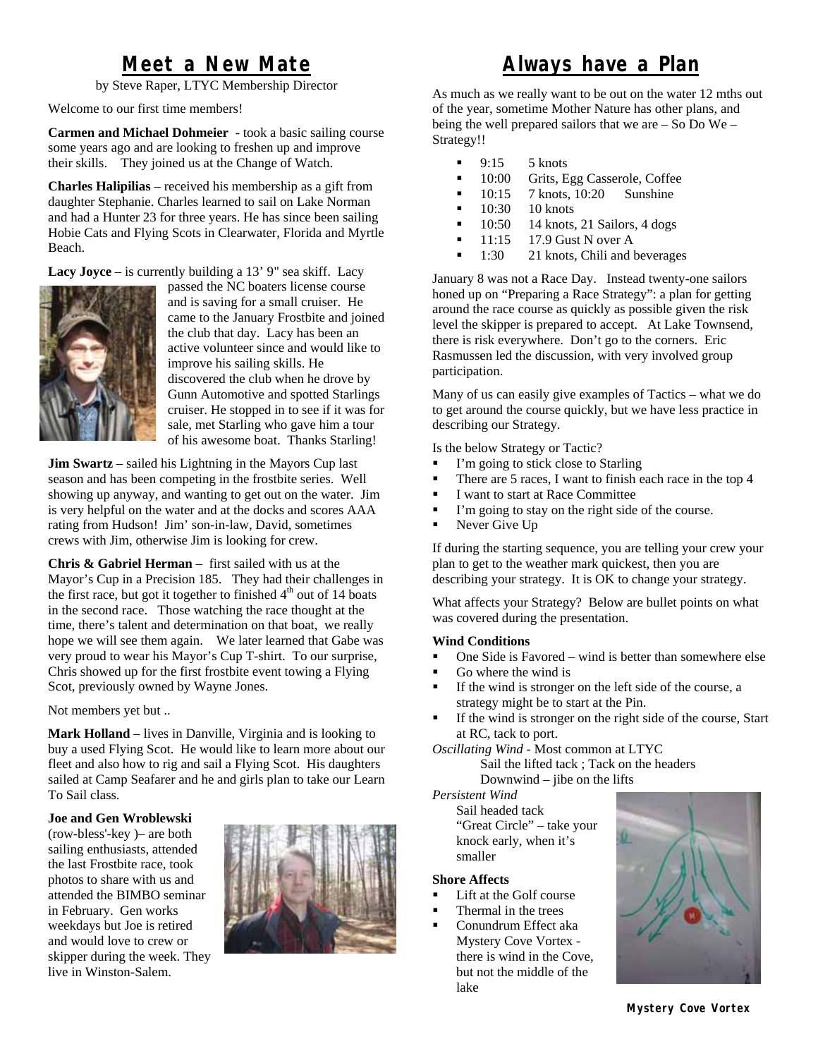# Meet a New Mate

by Steve Raper, LTYC Membership Director

Welcome to our first time members!

**Carmen and Michael Dohmeier** - took a basic sailing course some years ago and are looking to freshen up and improve their skills. They joined us at the Change of Watch.

**Charles Halipilias** – received his membership as a gift from daughter Stephanie. Charles learned to sail on Lake Norman and had a Hunter 23 for three years. He has since been sailing Hobie Cats and Flying Scots in Clearwater, Florida and Myrtle Beach.

**Lacy Joyce** – is currently building a 13' 9" sea skiff. Lacy passed the NC boaters license course and is saving for a small cruiser. He came to the January Frostbite and joined the club that day. Lacy has been an active volunteer since and would like to improve his sailing skills. He discovered the club when he drove by Gunn Automotive and spotted Starlings cruiser. He stopped in to see if it was for sale, met Starling who gave him a tour of his awesome boat. Thanks Starling!

**Jim Swartz** – sailed his Lightning in the Mayors Cup last season and has been competing in the frostbite series. Well showing up anyway, and wanting to get out on the water. Jim is very helpful on the water and at the docks and scores AAA rating from Hudson! Jim' son-in-law, David, sometimes crews with Jim, otherwise Jim is looking for crew.

**Chris & Gabriel Herman** – first sailed with us at the Mayor's Cup in a Precision 185. They had their challenges in the first race, but got it together to finished 4th out of 14 boats in the second race. Those watching the race thought at the time, there's talent and determination on that boat, we really hope we will see them again. We later learned that Gabe was very proud to wear his Mayor's Cup T-shirt. To our surprise, Chris showed up for the first frostbite event towing a Flying Scot, previously owned by Wayne Jones.

Not members yet but ..

**Mark Holland** – lives in Danville, Virginia and is looking to buy a used Flying Scot. He would like to learn more about our fleet and also how to rig and sail a Flying Scot. His daughters sailed at Camp Seafarer and he and girls plan to take our Learn To Sail class.

**Joe and Gen Wroblewski** (row-bless'-key )– are both sailing enthusiasts, attended the last Frostbite race, took photos to share with us and attended the BIMBO seminar in February. Gen works weekdays but Joe is retired and would love to crew or skipper during the week. They live in Winston-Salem.

# Always have a Plan

As much as we really want to be out on the water 12 mths out of the year, sometime Mother Nature has other plans, and being the well prepared sailors that we are – So Do We – Strategy!!

- 9:15 5 knots
- 10:00 Grits, Egg Casserole, Coffee
- 10:15 7 knots, 10:20 Sunshine
- 10:30 10 knots
- 10:50 14 knots, 21 Sailors, 4 dogs
- 11:15 17.9 Gust N over A
- 1:30 21 knots, Chili and beverages

January 8 was not a Race Day. Instead twenty-one sailors honed up on "Preparing a Race Strategy": a plan for getting around the race course as quickly as possible given the risk level the skipper is prepared to accept. At Lake Townsend, there is risk everywhere. Don't go to the corners. Eric Rasmussen led the discussion, with very involved group participation.

Many of us can easily give examples of Tactics – what we do to get around the course quickly, but we have less practice in describing our Strategy.

Is the below Strategy or Tactic?

- I'm going to stick close to Starling
- There are 5 races, I want to finish each race in the top 4
- I want to start at Race Committee
- I'm going to stay on the right side of the course.
- Never Give Up

If during the starting sequence, you are telling your crew your plan to get to the weather mark quickest, then you are describing your strategy. It is OK to change your strategy.

What affects your Strategy? Below are bullet points on what was covered during the presentation.

**Wind Conditions**

- One Side is Favored – wind is better than somewhere else
- Go where the wind is
- If the wind is stronger on the left side of the course, a strategy might be to start at the Pin.
- If the wind is stronger on the right side of the course, Start at RC, tack to port.

*Oscillating Wind* - Most common at LTYC
Sail the lifted tack ; Tack on the headers
Downwind – jibe on the lifts

*Persistent Wind*
Sail headed tack
"Great Circle" – take your knock early, when it's smaller

**Shore Affects**

- Lift at the Golf course
- Thermal in the trees
- Conundrum Effect aka Mystery Cove Vortex - there is wind in the Cove, but not the middle of the lake

**Mystery Cove Vortex**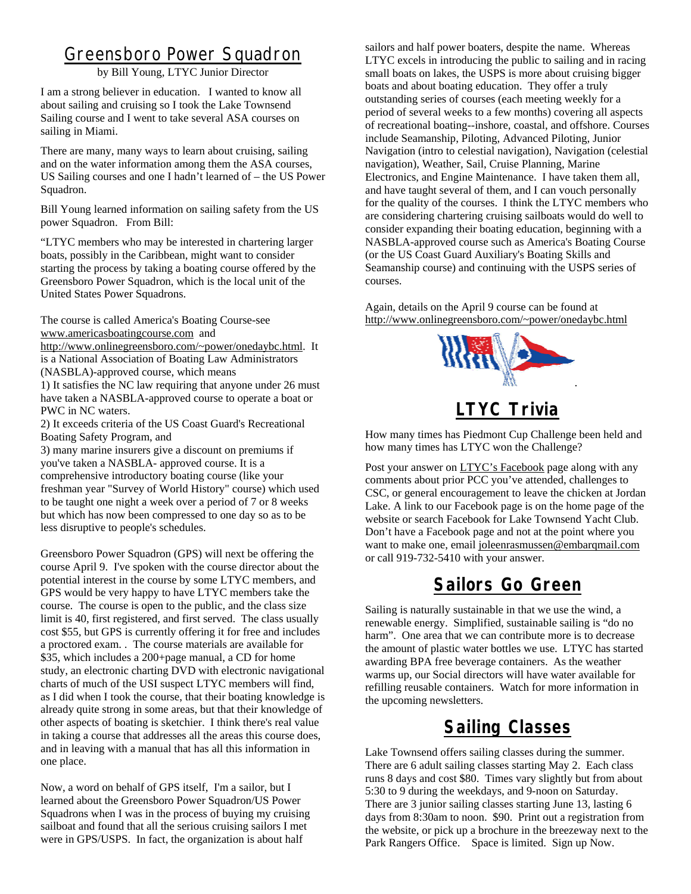## Greensboro Power Squadron

by Bill Young, LTYC Junior Director

I am a strong believer in education. I wanted to know all about sailing and cruising so I took the Lake Townsend Sailing course and I went to take several ASA courses on sailing in Miami.

There are many, many ways to learn about cruising, sailing and on the water information among them the ASA courses, US Sailing courses and one I hadn't learned of – the US Power Squadron.

Bill Young learned information on sailing safety from the US power Squadron. From Bill:

"LTYC members who may be interested in chartering larger boats, possibly in the Caribbean, might want to consider starting the process by taking a boating course offered by the Greensboro Power Squadron, which is the local unit of the United States Power Squadrons.

The course is called America's Boating Course-see www.americasboatingcourse.com and http://www.onlinegreensboro.com/~power/onedaybc.html. It is a National Association of Boating Law Administrators (NASBLA)-approved course, which means

1) It satisfies the NC law requiring that anyone under 26 must have taken a NASBLA-approved course to operate a boat or PWC in NC waters.
2) It exceeds criteria of the US Coast Guard's Recreational Boating Safety Program, and
3) many marine insurers give a discount on premiums if you've taken a NASBLA- approved course. It is a comprehensive introductory boating course (like your freshman year "Survey of World History" course) which used to be taught one night a week over a period of 7 or 8 weeks but which has now been compressed to one day so as to be less disruptive to people's schedules.

Greensboro Power Squadron (GPS) will next be offering the course April 9. I've spoken with the course director about the potential interest in the course by some LTYC members, and GPS would be very happy to have LTYC members take the course. The course is open to the public, and the class size limit is 40, first registered, and first served. The class usually cost $55, but GPS is currently offering it for free and includes a proctored exam. . The course materials are available for $35, which includes a 200+page manual, a CD for home study, an electronic charting DVD with electronic navigational charts of much of the USI suspect LTYC members will find, as I did when I took the course, that their boating knowledge is already quite strong in some areas, but that their knowledge of other aspects of boating is sketchier. I think there's real value in taking a course that addresses all the areas this course does, and in leaving with a manual that has all this information in one place.

Now, a word on behalf of GPS itself, I'm a sailor, but I learned about the Greensboro Power Squadron/US Power Squadrons when I was in the process of buying my cruising sailboat and found that all the serious cruising sailors I met were in GPS/USPS. In fact, the organization is about half sailors and half power boaters, despite the name. Whereas LTYC excels in introducing the public to sailing and in racing small boats on lakes, the USPS is more about cruising bigger boats and about boating education. They offer a truly outstanding series of courses (each meeting weekly for a period of several weeks to a few months) covering all aspects of recreational boating--inshore, coastal, and offshore. Courses include Seamanship, Piloting, Advanced Piloting, Junior Navigation (intro to celestial navigation), Navigation (celestial navigation), Weather, Sail, Cruise Planning, Marine Electronics, and Engine Maintenance. I have taken them all, and have taught several of them, and I can vouch personally for the quality of the courses. I think the LTYC members who are considering chartering cruising sailboats would do well to consider expanding their boating education, beginning with a NASBLA-approved course such as America's Boating Course (or the US Coast Guard Auxiliary's Boating Skills and Seamanship course) and continuing with the USPS series of courses.

Again, details on the April 9 course can be found at http://www.onlinegreensboro.com/~power/onedaybc.html

## LTYC Trivia

How many times has Piedmont Cup Challenge been held and how many times has LTYC won the Challenge?

Post your answer on LTYC's Facebook page along with any comments about prior PCC you've attended, challenges to CSC, or general encouragement to leave the chicken at Jordan Lake. A link to our Facebook page is on the home page of the website or search Facebook for Lake Townsend Yacht Club. Don't have a Facebook page and not at the point where you want to make one, email joleenrasmussen@embarqmail.com or call 919-732-5410 with your answer.

## Sailors Go Green

Sailing is naturally sustainable in that we use the wind, a renewable energy. Simplified, sustainable sailing is "do no harm". One area that we can contribute more is to decrease the amount of plastic water bottles we use. LTYC has started awarding BPA free beverage containers. As the weather warms up, our Social directors will have water available for refilling reusable containers. Watch for more information in the upcoming newsletters.

## Sailing Classes

Lake Townsend offers sailing classes during the summer. There are 6 adult sailing classes starting May 2. Each class runs 8 days and cost $80. Times vary slightly but from about 5:30 to 9 during the weekdays, and 9-noon on Saturday. There are 3 junior sailing classes starting June 13, lasting 6 days from 8:30am to noon. $90. Print out a registration from the website, or pick up a brochure in the breezeway next to the Park Rangers Office. Space is limited. Sign up Now.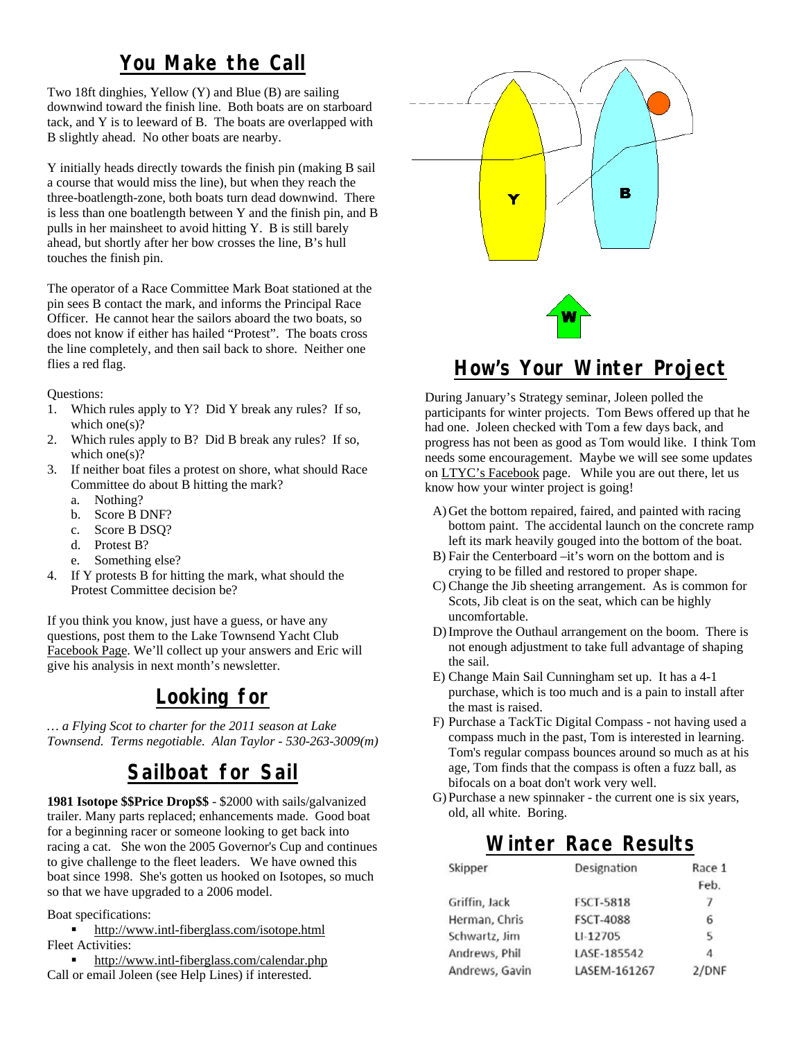## You Make the Call

Two 18ft dinghies, Yellow (Y) and Blue (B) are sailing downwind toward the finish line. Both boats are on starboard tack, and Y is to leeward of B. The boats are overlapped with B slightly ahead. No other boats are nearby.

Y initially heads directly towards the finish pin (making B sail a course that would miss the line), but when they reach the three-boatlength-zone, both boats turn dead downwind. There is less than one boatlength between Y and the finish pin, and B pulls in her mainsheet to avoid hitting Y. B is still barely ahead, but shortly after her bow crosses the line, B's hull touches the finish pin.

The operator of a Race Committee Mark Boat stationed at the pin sees B contact the mark, and informs the Principal Race Officer. He cannot hear the sailors aboard the two boats, so does not know if either has hailed "Protest". The boats cross the line completely, and then sail back to shore. Neither one flies a red flag.

Questions:

1. Which rules apply to Y? Did Y break any rules? If so, which one(s)?
2. Which rules apply to B? Did B break any rules? If so, which one(s)?
3. If neither boat files a protest on shore, what should Race Committee do about B hitting the mark?
   a. Nothing?
   b. Score B DNF?
   c. Score B DSQ?
   d. Protest B?
   e. Something else?
4. If Y protests B for hitting the mark, what should the Protest Committee decision be?

If you think you know, just have a guess, or have any questions, post them to the Lake Townsend Yacht Club Facebook Page. We'll collect up your answers and Eric will give his analysis in next month's newsletter.

## Looking for

*… a Flying Scot to charter for the 2011 season at Lake Townsend. Terms negotiable. Alan Taylor - 530-263-3009(m)*

## Sailboat for Sail

**1981 Isotope $$Price Drop$$** - $2000 with sails/galvanized trailer. Many parts replaced; enhancements made. Good boat for a beginning racer or someone looking to get back into racing a cat. She won the 2005 Governor's Cup and continues to give challenge to the fleet leaders. We have owned this boat since 1998. She's gotten us hooked on Isotopes, so much so that we have upgraded to a 2006 model.

Boat specifications:

- http://www.intl-fiberglass.com/isotope.html

Fleet Activities:

- http://www.intl-fiberglass.com/calendar.php

Call or email Joleen (see Help Lines) if interested.

## How's Your Winter Project

During January's Strategy seminar, Joleen polled the participants for winter projects. Tom Bews offered up that he had one. Joleen checked with Tom a few days back, and progress has not been as good as Tom would like. I think Tom needs some encouragement. Maybe we will see some updates on LTYC's Facebook page. While you are out there, let us know how your winter project is going!

A) Get the bottom repaired, faired, and painted with racing bottom paint. The accidental launch on the concrete ramp left its mark heavily gouged into the bottom of the boat.
B) Fair the Centerboard –it's worn on the bottom and is crying to be filled and restored to proper shape.
C) Change the Jib sheeting arrangement. As is common for Scots, Jib cleat is on the seat, which can be highly uncomfortable.
D) Improve the Outhaul arrangement on the boom. There is not enough adjustment to take full advantage of shaping the sail.
E) Change Main Sail Cunningham set up. It has a 4-1 purchase, which is too much and is a pain to install after the mast is raised.
F) Purchase a TackTic Digital Compass - not having used a compass much in the past, Tom is interested in learning. Tom's regular compass bounces around so much as at his age, Tom finds that the compass is often a fuzz ball, as bifocals on a boat don't work very well.
G) Purchase a new spinnaker - the current one is six years, old, all white. Boring.

## Winter Race Results

| Skipper | Designation | Race 1 Feb. |
|---|---|---|
| Griffin, Jack | FSCT-5818 | 7 |
| Herman, Chris | FSCT-4088 | 6 |
| Schwartz, Jim | LI-12705 | 5 |
| Andrews, Phil | LASE-185542 | 4 |
| Andrews, Gavin | LASEM-161267 | 2/DNF |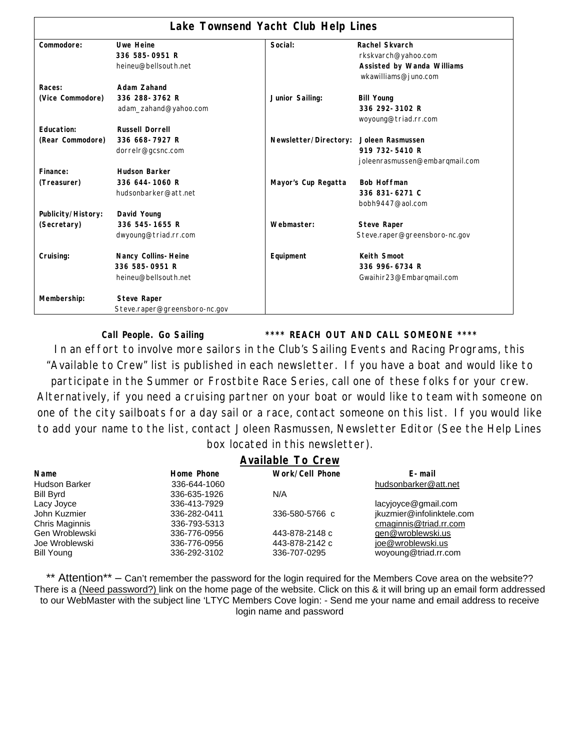## Lake Townsend Yacht Club Help Lines

| Role | Contact | Role | Contact |
|---|---|---|---|
| **Commodore:** | **Uwe Heine**<br>**336 585-0951 R**<br>heineu@bellsouth.net | **Social:** | **Rachel Skvarch**<br>rkskvarch@yahoo.com<br>**Assisted by Wanda Williams**<br>wkawilliams@juno.com |
| **Races:**<br>**(Vice Commodore)** | **Adam Zahand**<br>**336 288-3762 R**<br>adam_zahand@yahoo.com | **Junior Sailing:** | **Bill Young**<br>**336 292-3102 R**<br>woyoung@triad.rr.com |
| **Education:**<br>**(Rear Commodore)** | **Russell Dorrell**<br>**336 668-7927 R**<br>dorrelr@gcsnc.com | **Newsletter/Directory:** | **Joleen Rasmussen**<br>**919 732-5410 R**<br>joleenrasmussen@embarqmail.com |
| **Finance:**<br>**(Treasurer)** | **Hudson Barker**<br>**336 644-1060 R**<br>hudsonbarker@att.net | **Mayor's Cup Regatta** | **Bob Hoffman**<br>**336 831-6271 C**<br>bobh9447@aol.com |
| **Publicity/History:**<br>**(Secretary)** | **David Young**<br>**336 545-1655 R**<br>dwyoung@triad.rr.com | **Webmaster:** | **Steve Raper**<br>Steve.raper@greensboro-nc.gov |
| **Cruising:** | **Nancy Collins-Heine**<br>**336 585-0951 R**<br>heineu@bellsouth.net | **Equipment** | **Keith Smoot**<br>**336 996-6734 R**<br>Gwaihir23@Embarqmail.com |
| **Membership:** | **Steve Raper**<br>Steve.raper@greensboro-nc.gov | | |

**Call People. Go Sailing** **\*\*\*\* REACH OUT AND CALL SOMEONE \*\*\*\***

In an effort to involve more sailors in the Club's Sailing Events and Racing Programs, this "Available to Crew" list is published in each newsletter. If you have a boat and would like to participate in the Summer or Frostbite Race Series, call one of these folks for your crew. Alternatively, if you need a cruising partner on your boat or would like to team with someone on one of the city sailboats for a day sail or a race, contact someone on this list. If you would like to add your name to the list, contact Joleen Rasmussen, Newsletter Editor (See the Help Lines box located in this newsletter).

### Available To Crew

| Name | Home Phone | Work/Cell Phone | E-mail |
|---|---|---|---|
| Hudson Barker | 336-644-1060 | | hudsonbarker@att.net |
| Bill Byrd | 336-635-1926 | N/A | |
| Lacy Joyce | 336-413-7929 | | lacyjoyce@gmail.com |
| John Kuzmier | 336-282-0411 | 336-580-5766 c | jkuzmier@infolinktele.com |
| Chris Maginnis | 336-793-5313 | | cmaginnis@triad.rr.com |
| Gen Wroblewski | 336-776-0956 | 443-878-2148 c | gen@wroblewski.us |
| Joe Wroblewski | 336-776-0956 | 443-878-2142 c | joe@wroblewski.us |
| Bill Young | 336-292-3102 | 336-707-0295 | woyoung@triad.rr.com |

\*\* Attention\*\* – Can't remember the password for the login required for the Members Cove area on the website?? There is a (Need password?) link on the home page of the website. Click on this & it will bring up an email form addressed to our WebMaster with the subject line 'LTYC Members Cove login: - Send me your name and email address to receive login name and password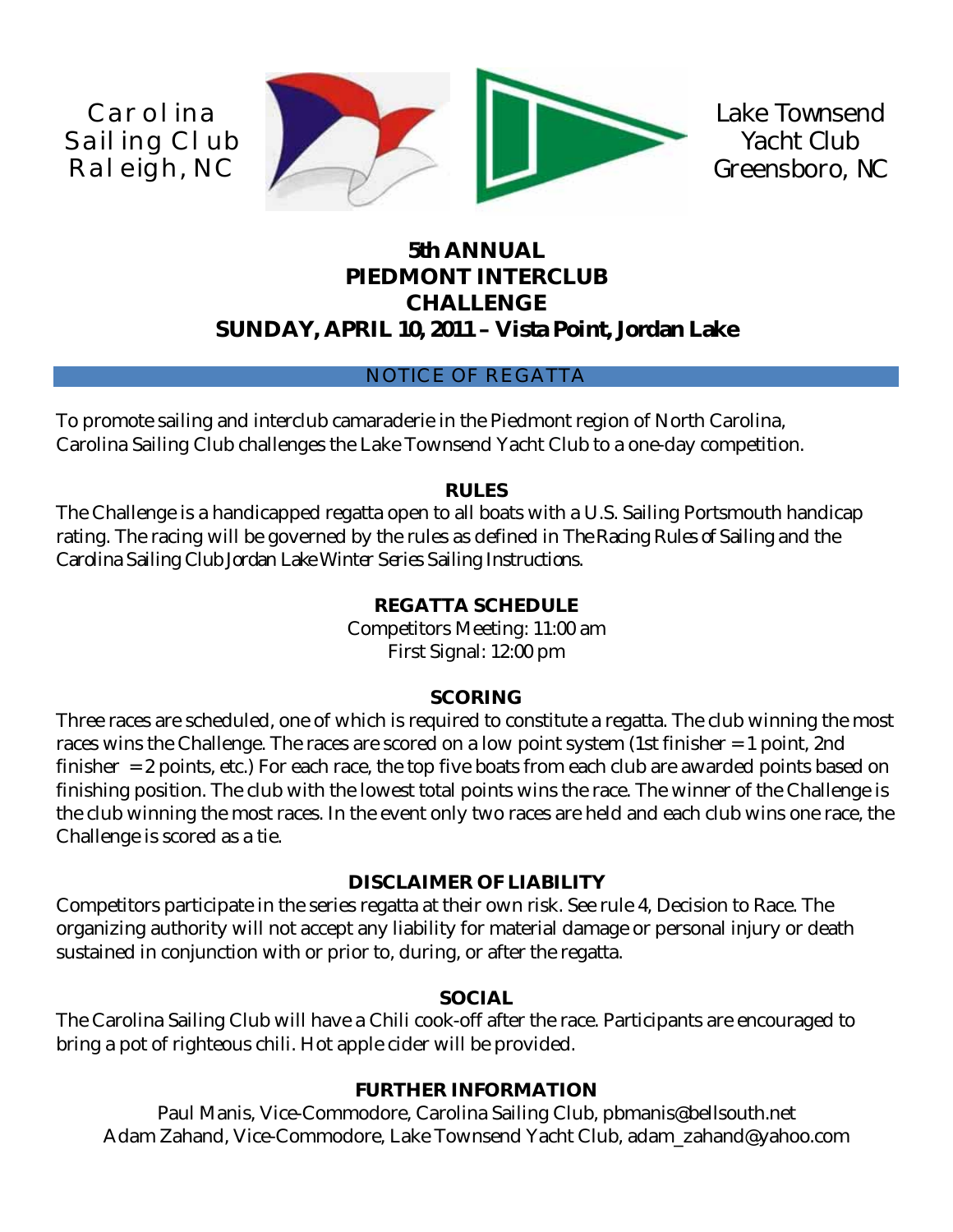Carolina
Sailing Club
Raleigh, NC

Lake Townsend
Yacht Club
Greensboro, NC

# 5th ANNUAL
# PIEDMONT INTERCLUB
# CHALLENGE
## SUNDAY, APRIL 10, 2011 – Vista Point, Jordan Lake

## NOTICE OF REGATTA

To promote sailing and interclub camaraderie in the Piedmont region of North Carolina, Carolina Sailing Club challenges the Lake Townsend Yacht Club to a one-day competition.

### RULES

The Challenge is a handicapped regatta open to all boats with a U.S. Sailing Portsmouth handicap rating. The racing will be governed by the rules as defined in *The Racing Rules of Sailing* and the *Carolina Sailing Club Jordan Lake Winter Series Sailing Instructions.*

### REGATTA SCHEDULE

Competitors Meeting: 11:00 am
First Signal: 12:00 pm

### SCORING

Three races are scheduled, one of which is required to constitute a regatta. The club winning the most races wins the Challenge. The races are scored on a low point system (1st finisher = 1 point, 2nd finisher = 2 points, etc.) For each race, the top five boats from each club are awarded points based on finishing position. The club with the lowest total points wins the race. The winner of the Challenge is the club winning the most races. In the event only two races are held and each club wins one race, the Challenge is scored as a tie.

### DISCLAIMER OF LIABILITY

Competitors participate in the series regatta at their own risk. See rule 4, Decision to Race. The organizing authority will not accept any liability for material damage or personal injury or death sustained in conjunction with or prior to, during, or after the regatta.

### SOCIAL

The Carolina Sailing Club will have a Chili cook-off after the race. Participants are encouraged to bring a pot of righteous chili. Hot apple cider will be provided.

### FURTHER INFORMATION

Paul Manis, Vice-Commodore, Carolina Sailing Club, pbmanis@bellsouth.net
Adam Zahand, Vice-Commodore, Lake Townsend Yacht Club, adam_zahand@yahoo.com